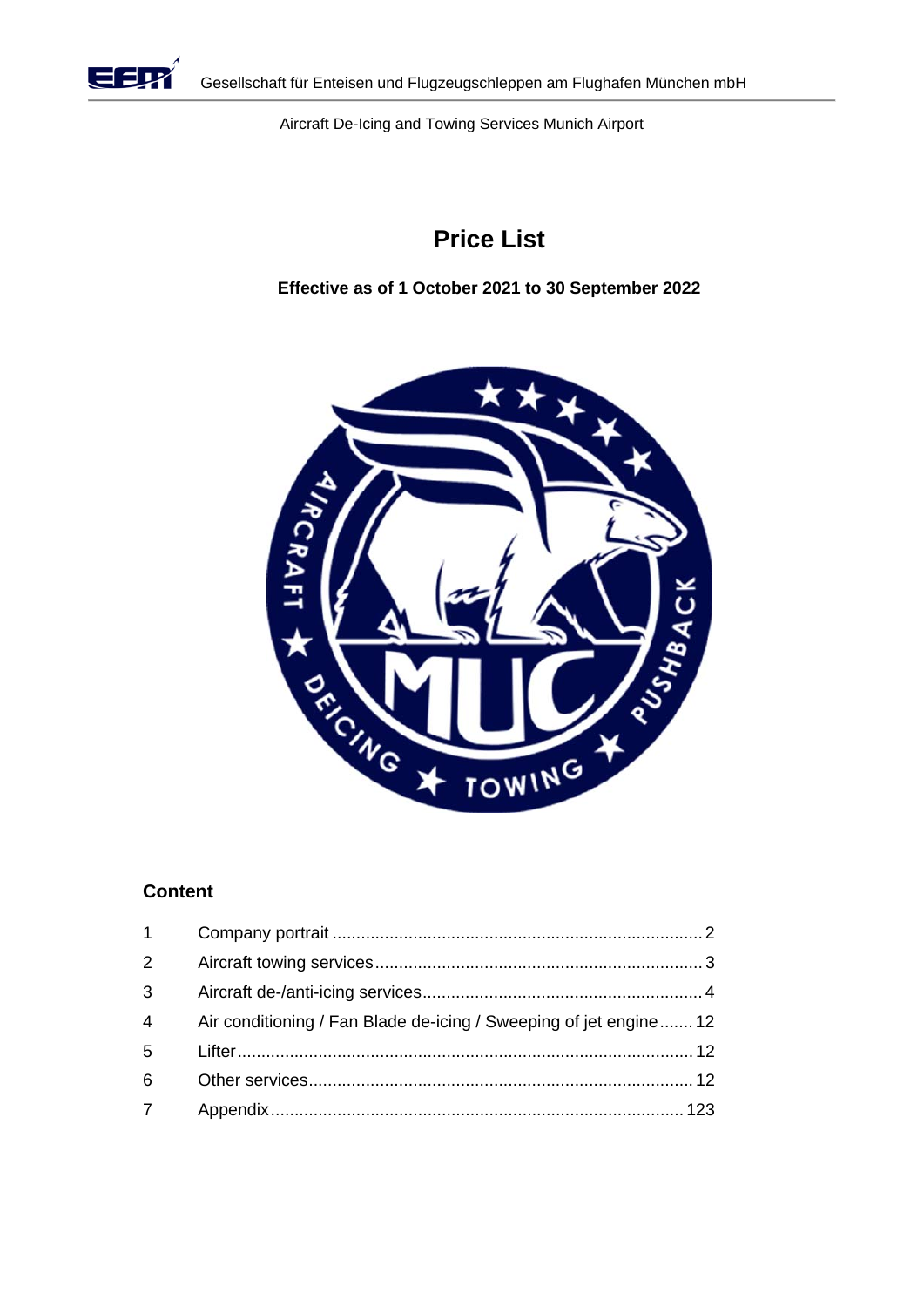Gesellschaft für Enteisen und Flugzeugschleppen am Flughafen München mbH

Aircraft De-Icing and Towing Services Munich Airport

# Price List

**Effective as of 1 October 2021 to 30 September 2022**

## Content

| | | |
|---|---|---|
| 1 | Company portrait | 2 |
| 2 | Aircraft towing services | 3 |
| 3 | Aircraft de-/anti-icing services | 4 |
| 4 | Air conditioning / Fan Blade de-icing / Sweeping of jet engine | 12 |
| 5 | Lifter | 12 |
| 6 | Other services | 12 |
| 7 | Appendix | 123 |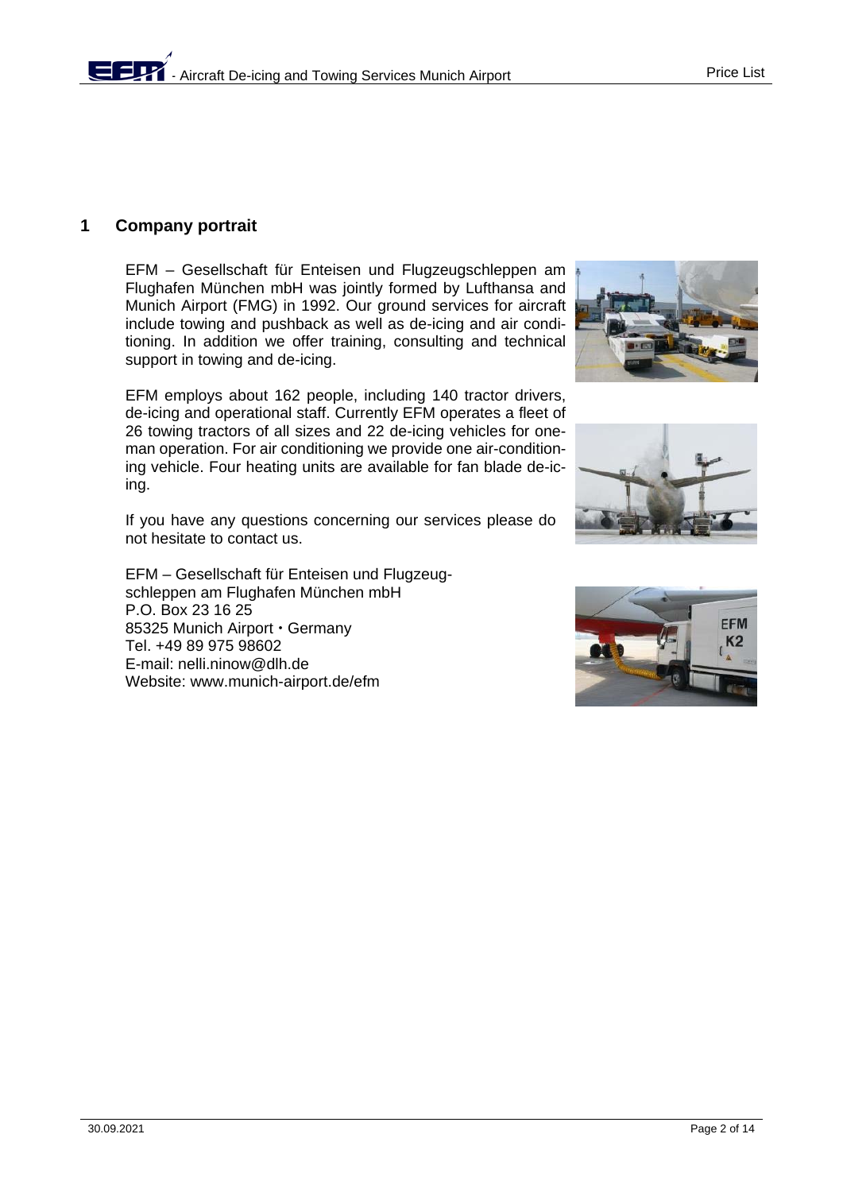# 1 Company portrait

EFM – Gesellschaft für Enteisen und Flugzeugschleppen am Flughafen München mbH was jointly formed by Lufthansa and Munich Airport (FMG) in 1992. Our ground services for aircraft include towing and pushback as well as de-icing and air conditioning. In addition we offer training, consulting and technical support in towing and de-icing.

EFM employs about 162 people, including 140 tractor drivers, de-icing and operational staff. Currently EFM operates a fleet of 26 towing tractors of all sizes and 22 de-icing vehicles for one-man operation. For air conditioning we provide one air-conditioning vehicle. Four heating units are available for fan blade de-icing.

If you have any questions concerning our services please do not hesitate to contact us.

EFM – Gesellschaft für Enteisen und Flugzeugschleppen am Flughafen München mbH
P.O. Box 23 16 25
85325 Munich Airport • Germany
Tel. +49 89 975 98602
E-mail: nelli.ninow@dlh.de
Website: www.munich-airport.de/efm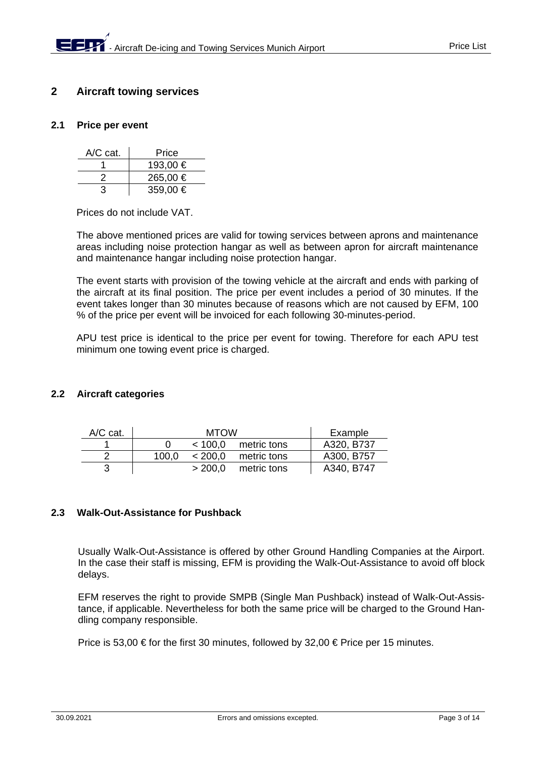## 2 Aircraft towing services

### 2.1 Price per event

| A/C cat. | Price |
|---|---|
| 1 | 193,00 € |
| 2 | 265,00 € |
| 3 | 359,00 € |

Prices do not include VAT.

The above mentioned prices are valid for towing services between aprons and maintenance areas including noise protection hangar as well as between apron for aircraft maintenance and maintenance hangar including noise protection hangar.

The event starts with provision of the towing vehicle at the aircraft and ends with parking of the aircraft at its final position. The price per event includes a period of 30 minutes. If the event takes longer than 30 minutes because of reasons which are not caused by EFM, 100 % of the price per event will be invoiced for each following 30-minutes-period.

APU test price is identical to the price per event for towing. Therefore for each APU test minimum one towing event price is charged.

### 2.2 Aircraft categories

| A/C cat. | MTOW | | | Example |
|---|---|---|---|---|
| 1 | 0 | < 100,0 | metric tons | A320, B737 |
| 2 | 100,0 | < 200,0 | metric tons | A300, B757 |
| 3 | | > 200,0 | metric tons | A340, B747 |

### 2.3 Walk-Out-Assistance for Pushback

Usually Walk-Out-Assistance is offered by other Ground Handling Companies at the Airport. In the case their staff is missing, EFM is providing the Walk-Out-Assistance to avoid off block delays.

EFM reserves the right to provide SMPB (Single Man Pushback) instead of Walk-Out-Assistance, if applicable. Nevertheless for both the same price will be charged to the Ground Handling company responsible.

Price is 53,00 € for the first 30 minutes, followed by 32,00 € Price per 15 minutes.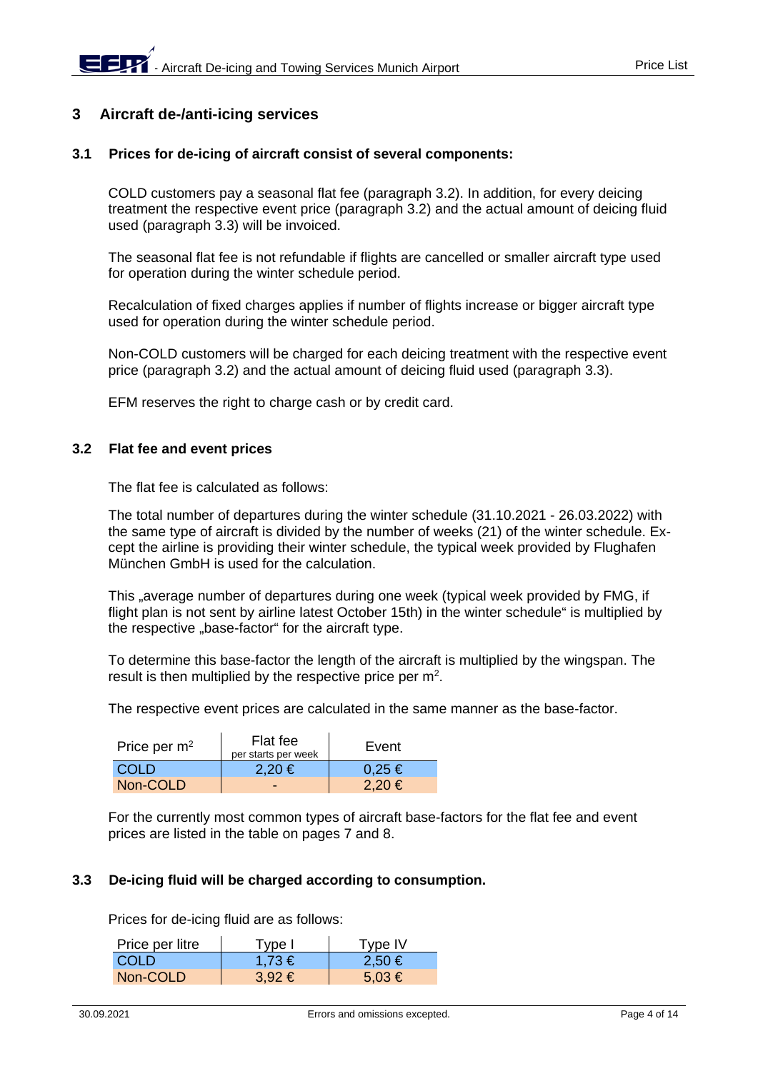## 3 Aircraft de-/anti-icing services

### 3.1 Prices for de-icing of aircraft consist of several components:

COLD customers pay a seasonal flat fee (paragraph 3.2). In addition, for every deicing treatment the respective event price (paragraph 3.2) and the actual amount of deicing fluid used (paragraph 3.3) will be invoiced.

The seasonal flat fee is not refundable if flights are cancelled or smaller aircraft type used for operation during the winter schedule period.

Recalculation of fixed charges applies if number of flights increase or bigger aircraft type used for operation during the winter schedule period.

Non-COLD customers will be charged for each deicing treatment with the respective event price (paragraph 3.2) and the actual amount of deicing fluid used (paragraph 3.3).

EFM reserves the right to charge cash or by credit card.

### 3.2 Flat fee and event prices

The flat fee is calculated as follows:

The total number of departures during the winter schedule (31.10.2021 - 26.03.2022) with the same type of aircraft is divided by the number of weeks (21) of the winter schedule. Except the airline is providing their winter schedule, the typical week provided by Flughafen München GmbH is used for the calculation.

This „average number of departures during one week (typical week provided by FMG, if flight plan is not sent by airline latest October 15th) in the winter schedule“ is multiplied by the respective „base-factor“ for the aircraft type.

To determine this base-factor the length of the aircraft is multiplied by the wingspan. The result is then multiplied by the respective price per m².

The respective event prices are calculated in the same manner as the base-factor.

| Price per m² | Flat fee per starts per week | Event |
|---|---|---|
| COLD | 2,20 € | 0,25 € |
| Non-COLD | - | 2,20 € |

For the currently most common types of aircraft base-factors for the flat fee and event prices are listed in the table on pages 7 and 8.

### 3.3 De-icing fluid will be charged according to consumption.

Prices for de-icing fluid are as follows:

| Price per litre | Type I | Type IV |
|---|---|---|
| COLD | 1,73 € | 2,50 € |
| Non-COLD | 3,92 € | 5,03 € |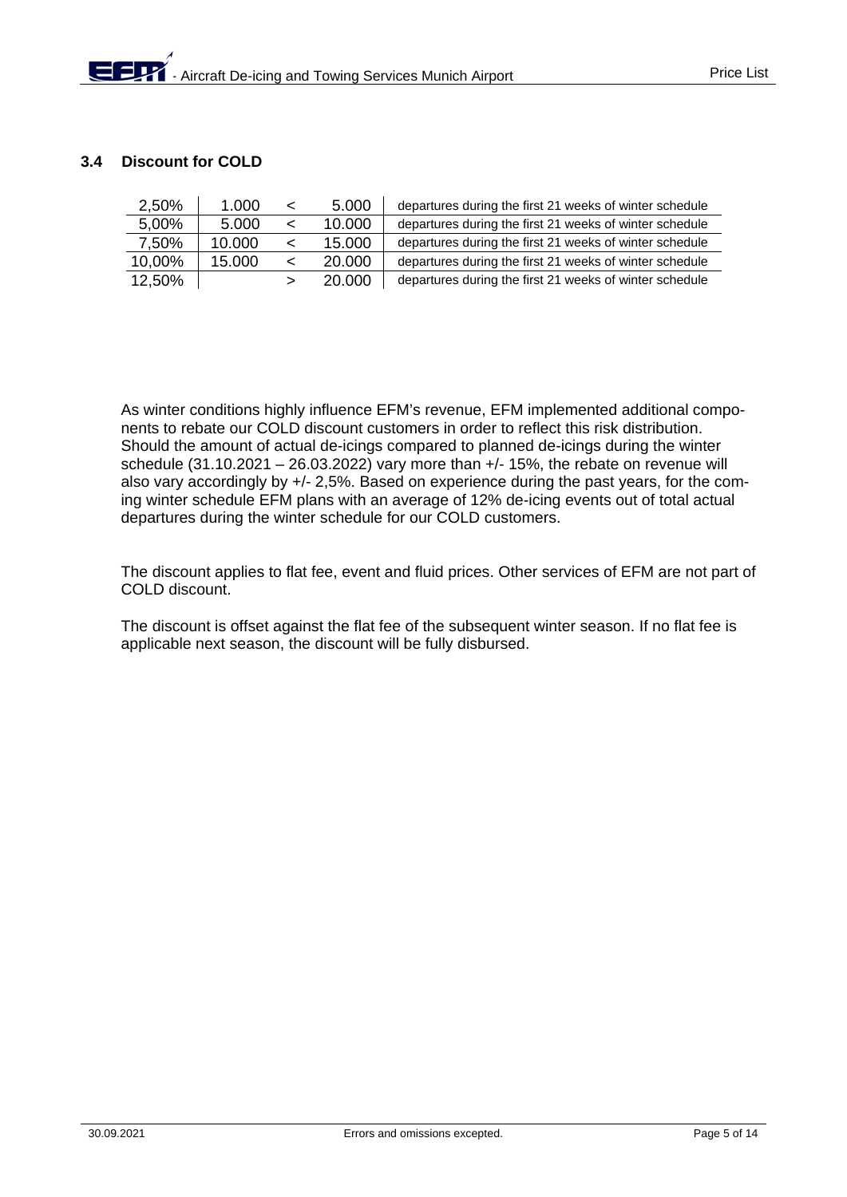### 3.4 Discount for COLD

| | | | | |
|---|---|---|---|---|
| 2,50% | 1.000 | < | 5.000 | departures during the first 21 weeks of winter schedule |
| 5,00% | 5.000 | < | 10.000 | departures during the first 21 weeks of winter schedule |
| 7,50% | 10.000 | < | 15.000 | departures during the first 21 weeks of winter schedule |
| 10,00% | 15.000 | < | 20.000 | departures during the first 21 weeks of winter schedule |
| 12,50% | | > | 20.000 | departures during the first 21 weeks of winter schedule |

As winter conditions highly influence EFM's revenue, EFM implemented additional components to rebate our COLD discount customers in order to reflect this risk distribution. Should the amount of actual de-icings compared to planned de-icings during the winter schedule (31.10.2021 – 26.03.2022) vary more than +/- 15%, the rebate on revenue will also vary accordingly by +/- 2,5%. Based on experience during the past years, for the coming winter schedule EFM plans with an average of 12% de-icing events out of total actual departures during the winter schedule for our COLD customers.

The discount applies to flat fee, event and fluid prices. Other services of EFM are not part of COLD discount.

The discount is offset against the flat fee of the subsequent winter season. If no flat fee is applicable next season, the discount will be fully disbursed.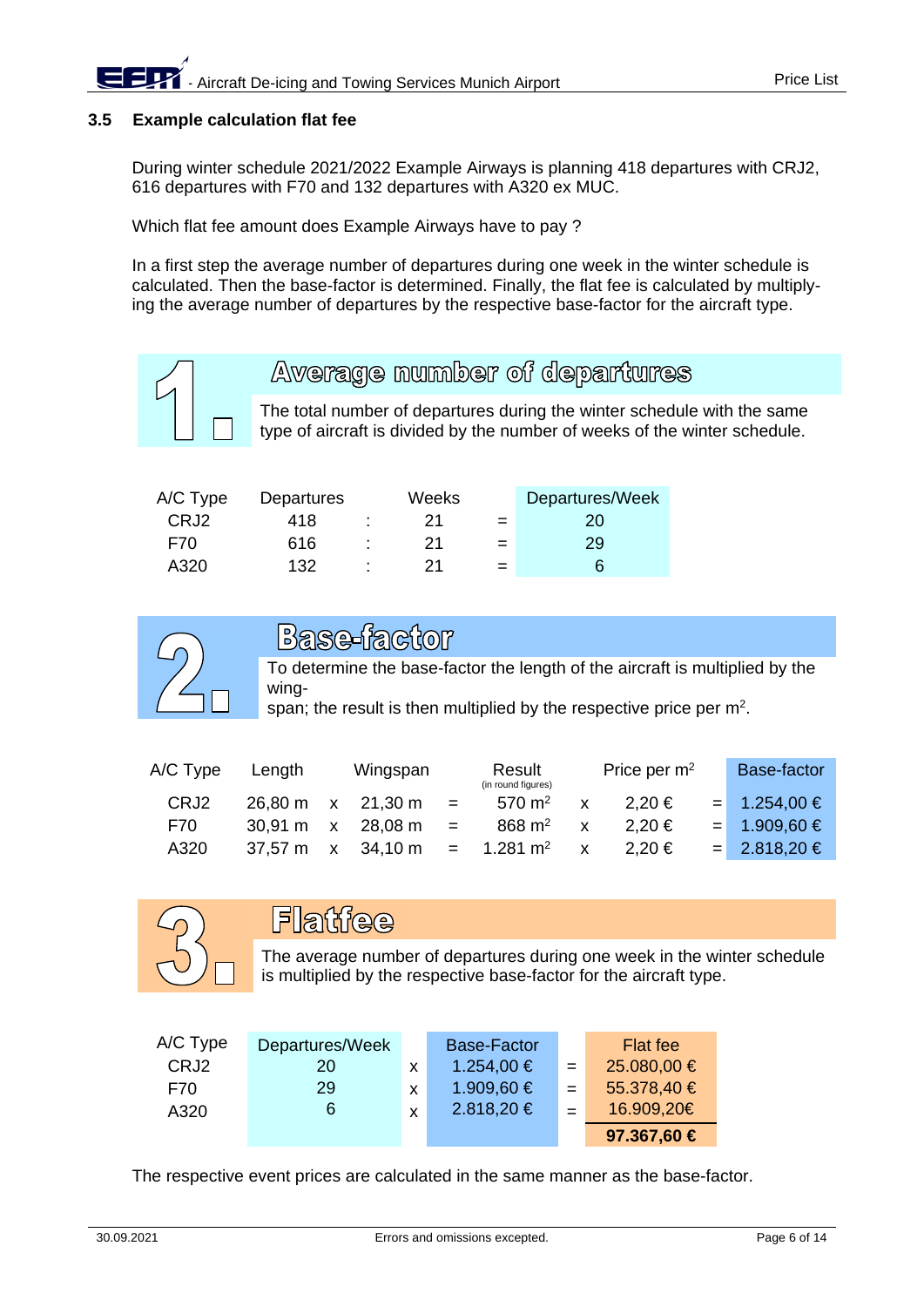## 3.5 Example calculation flat fee

During winter schedule 2021/2022 Example Airways is planning 418 departures with CRJ2, 616 departures with F70 and 132 departures with A320 ex MUC.

Which flat fee amount does Example Airways have to pay ?

In a first step the average number of departures during one week in the winter schedule is calculated. Then the base-factor is determined. Finally, the flat fee is calculated by multiplying the average number of departures by the respective base-factor for the aircraft type.

### 1. Average number of departures

The total number of departures during the winter schedule with the same type of aircraft is divided by the number of weeks of the winter schedule.

| A/C Type | Departures | | Weeks | | Departures/Week |
|---|---|---|---|---|---|
| CRJ2 | 418 | : | 21 | = | 20 |
| F70 | 616 | : | 21 | = | 29 |
| A320 | 132 | : | 21 | = | 6 |

### 2. Base-factor

To determine the base-factor the length of the aircraft is multiplied by the wing-span; the result is then multiplied by the respective price per m².

| A/C Type | Length | | Wingspan | | Result (in round figures) | | Price per m² | | Base-factor |
|---|---|---|---|---|---|---|---|---|---|
| CRJ2 | 26,80 m | x | 21,30 m | = | 570 m² | x | 2,20 € | = | 1.254,00 € |
| F70 | 30,91 m | x | 28,08 m | = | 868 m² | x | 2,20 € | = | 1.909,60 € |
| A320 | 37,57 m | x | 34,10 m | = | 1.281 m² | x | 2,20 € | = | 2.818,20 € |

### 3. Flatfee

The average number of departures during one week in the winter schedule is multiplied by the respective base-factor for the aircraft type.

| A/C Type | Departures/Week | | Base-Factor | | Flat fee |
|---|---|---|---|---|---|
| CRJ2 | 20 | x | 1.254,00 € | = | 25.080,00 € |
| F70 | 29 | x | 1.909,60 € | = | 55.378,40 € |
| A320 | 6 | x | 2.818,20 € | = | 16.909,20€ |
| | | | | | **97.367,60 €** |

The respective event prices are calculated in the same manner as the base-factor.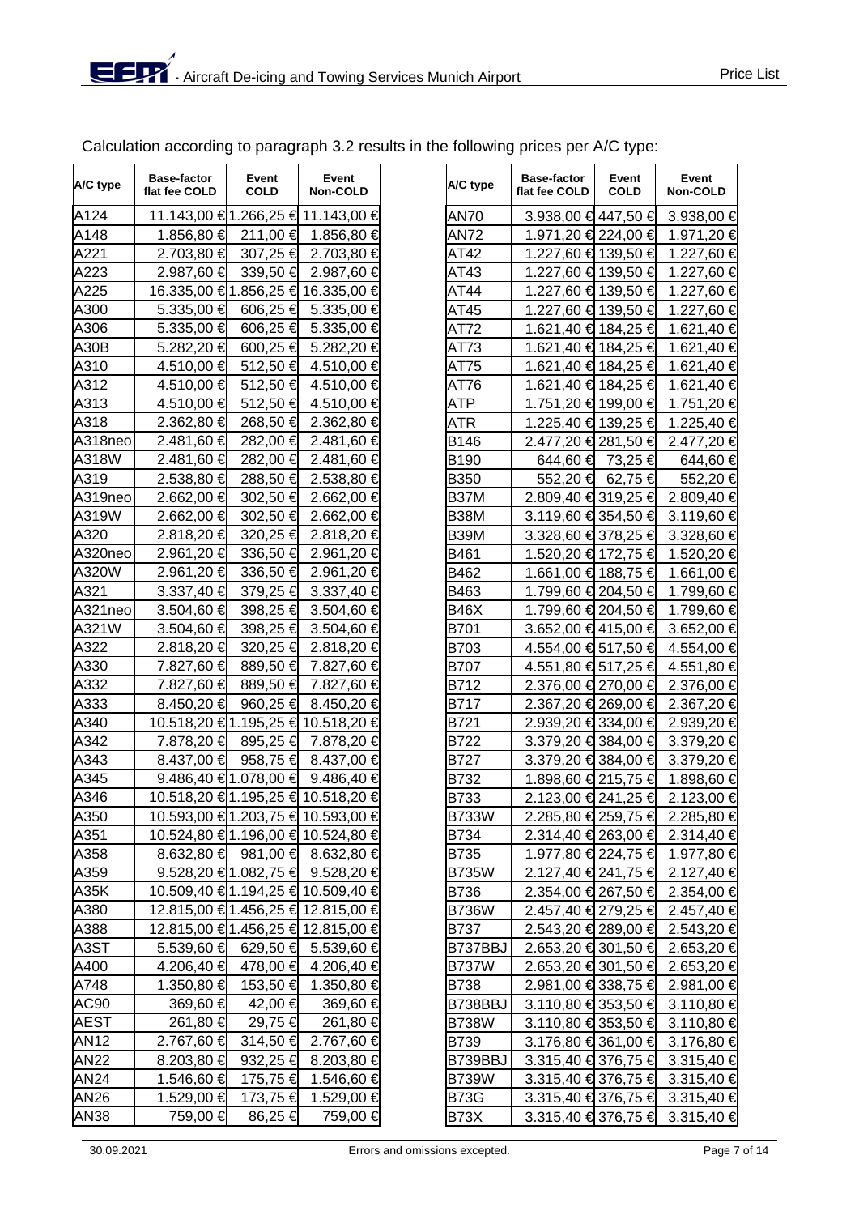Calculation according to paragraph 3.2 results in the following prices per A/C type:

| A/C type | Base-factor flat fee COLD | Event COLD | Event Non-COLD |
|---|---|---|---|
| A124 | 11.143,00 € | 1.266,25 € | 11.143,00 € |
| A148 | 1.856,80 € | 211,00 € | 1.856,80 € |
| A221 | 2.703,80 € | 307,25 € | 2.703,80 € |
| A223 | 2.987,60 € | 339,50 € | 2.987,60 € |
| A225 | 16.335,00 € | 1.856,25 € | 16.335,00 € |
| A300 | 5.335,00 € | 606,25 € | 5.335,00 € |
| A306 | 5.335,00 € | 606,25 € | 5.335,00 € |
| A30B | 5.282,20 € | 600,25 € | 5.282,20 € |
| A310 | 4.510,00 € | 512,50 € | 4.510,00 € |
| A312 | 4.510,00 € | 512,50 € | 4.510,00 € |
| A313 | 4.510,00 € | 512,50 € | 4.510,00 € |
| A318 | 2.362,80 € | 268,50 € | 2.362,80 € |
| A318neo | 2.481,60 € | 282,00 € | 2.481,60 € |
| A318W | 2.481,60 € | 282,00 € | 2.481,60 € |
| A319 | 2.538,80 € | 288,50 € | 2.538,80 € |
| A319neo | 2.662,00 € | 302,50 € | 2.662,00 € |
| A319W | 2.662,00 € | 302,50 € | 2.662,00 € |
| A320 | 2.818,20 € | 320,25 € | 2.818,20 € |
| A320neo | 2.961,20 € | 336,50 € | 2.961,20 € |
| A320W | 2.961,20 € | 336,50 € | 2.961,20 € |
| A321 | 3.337,40 € | 379,25 € | 3.337,40 € |
| A321neo | 3.504,60 € | 398,25 € | 3.504,60 € |
| A321W | 3.504,60 € | 398,25 € | 3.504,60 € |
| A322 | 2.818,20 € | 320,25 € | 2.818,20 € |
| A330 | 7.827,60 € | 889,50 € | 7.827,60 € |
| A332 | 7.827,60 € | 889,50 € | 7.827,60 € |
| A333 | 8.450,20 € | 960,25 € | 8.450,20 € |
| A340 | 10.518,20 € | 1.195,25 € | 10.518,20 € |
| A342 | 7.878,20 € | 895,25 € | 7.878,20 € |
| A343 | 8.437,00 € | 958,75 € | 8.437,00 € |
| A345 | 9.486,40 € | 1.078,00 € | 9.486,40 € |
| A346 | 10.518,20 € | 1.195,25 € | 10.518,20 € |
| A350 | 10.593,00 € | 1.203,75 € | 10.593,00 € |
| A351 | 10.524,80 € | 1.196,00 € | 10.524,80 € |
| A358 | 8.632,80 € | 981,00 € | 8.632,80 € |
| A359 | 9.528,20 € | 1.082,75 € | 9.528,20 € |
| A35K | 10.509,40 € | 1.194,25 € | 10.509,40 € |
| A380 | 12.815,00 € | 1.456,25 € | 12.815,00 € |
| A388 | 12.815,00 € | 1.456,25 € | 12.815,00 € |
| A3ST | 5.539,60 € | 629,50 € | 5.539,60 € |
| A400 | 4.206,40 € | 478,00 € | 4.206,40 € |
| A748 | 1.350,80 € | 153,50 € | 1.350,80 € |
| AC90 | 369,60 € | 42,00 € | 369,60 € |
| AEST | 261,80 € | 29,75 € | 261,80 € |
| AN12 | 2.767,60 € | 314,50 € | 2.767,60 € |
| AN22 | 8.203,80 € | 932,25 € | 8.203,80 € |
| AN24 | 1.546,60 € | 175,75 € | 1.546,60 € |
| AN26 | 1.529,00 € | 173,75 € | 1.529,00 € |
| AN38 | 759,00 € | 86,25 € | 759,00 € |
| AN70 | 3.938,00 € | 447,50 € | 3.938,00 € |
| AN72 | 1.971,20 € | 224,00 € | 1.971,20 € |
| AT42 | 1.227,60 € | 139,50 € | 1.227,60 € |
| AT43 | 1.227,60 € | 139,50 € | 1.227,60 € |
| AT44 | 1.227,60 € | 139,50 € | 1.227,60 € |
| AT45 | 1.227,60 € | 139,50 € | 1.227,60 € |
| AT72 | 1.621,40 € | 184,25 € | 1.621,40 € |
| AT73 | 1.621,40 € | 184,25 € | 1.621,40 € |
| AT75 | 1.621,40 € | 184,25 € | 1.621,40 € |
| AT76 | 1.621,40 € | 184,25 € | 1.621,40 € |
| ATP | 1.751,20 € | 199,00 € | 1.751,20 € |
| ATR | 1.225,40 € | 139,25 € | 1.225,40 € |
| B146 | 2.477,20 € | 281,50 € | 2.477,20 € |
| B190 | 644,60 € | 73,25 € | 644,60 € |
| B350 | 552,20 € | 62,75 € | 552,20 € |
| B37M | 2.809,40 € | 319,25 € | 2.809,40 € |
| B38M | 3.119,60 € | 354,50 € | 3.119,60 € |
| B39M | 3.328,60 € | 378,25 € | 3.328,60 € |
| B461 | 1.520,20 € | 172,75 € | 1.520,20 € |
| B462 | 1.661,00 € | 188,75 € | 1.661,00 € |
| B463 | 1.799,60 € | 204,50 € | 1.799,60 € |
| B46X | 1.799,60 € | 204,50 € | 1.799,60 € |
| B701 | 3.652,00 € | 415,00 € | 3.652,00 € |
| B703 | 4.554,00 € | 517,50 € | 4.554,00 € |
| B707 | 4.551,80 € | 517,25 € | 4.551,80 € |
| B712 | 2.376,00 € | 270,00 € | 2.376,00 € |
| B717 | 2.367,20 € | 269,00 € | 2.367,20 € |
| B721 | 2.939,20 € | 334,00 € | 2.939,20 € |
| B722 | 3.379,20 € | 384,00 € | 3.379,20 € |
| B727 | 3.379,20 € | 384,00 € | 3.379,20 € |
| B732 | 1.898,60 € | 215,75 € | 1.898,60 € |
| B733 | 2.123,00 € | 241,25 € | 2.123,00 € |
| B733W | 2.285,80 € | 259,75 € | 2.285,80 € |
| B734 | 2.314,40 € | 263,00 € | 2.314,40 € |
| B735 | 1.977,80 € | 224,75 € | 1.977,80 € |
| B735W | 2.127,40 € | 241,75 € | 2.127,40 € |
| B736 | 2.354,00 € | 267,50 € | 2.354,00 € |
| B736W | 2.457,40 € | 279,25 € | 2.457,40 € |
| B737 | 2.543,20 € | 289,00 € | 2.543,20 € |
| B737BBJ | 2.653,20 € | 301,50 € | 2.653,20 € |
| B737W | 2.653,20 € | 301,50 € | 2.653,20 € |
| B738 | 2.981,00 € | 338,75 € | 2.981,00 € |
| B738BBJ | 3.110,80 € | 353,50 € | 3.110,80 € |
| B738W | 3.110,80 € | 353,50 € | 3.110,80 € |
| B739 | 3.176,80 € | 361,00 € | 3.176,80 € |
| B739BBJ | 3.315,40 € | 376,75 € | 3.315,40 € |
| B739W | 3.315,40 € | 376,75 € | 3.315,40 € |
| B73G | 3.315,40 € | 376,75 € | 3.315,40 € |
| B73X | 3.315,40 € | 376,75 € | 3.315,40 € |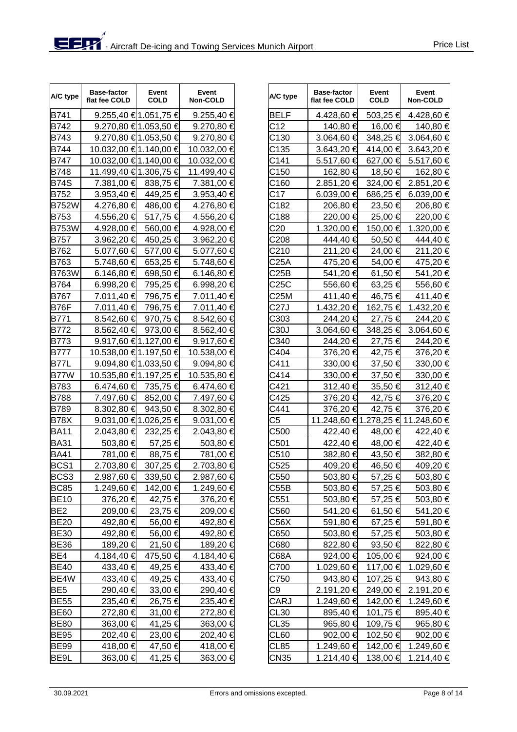| A/C type | Base-factor flat fee COLD | Event COLD | Event Non-COLD |
|---|---|---|---|
| B741 | 9.255,40 € | 1.051,75 € | 9.255,40 € |
| B742 | 9.270,80 € | 1.053,50 € | 9.270,80 € |
| B743 | 9.270,80 € | 1.053,50 € | 9.270,80 € |
| B744 | 10.032,00 € | 1.140,00 € | 10.032,00 € |
| B747 | 10.032,00 € | 1.140,00 € | 10.032,00 € |
| B748 | 11.499,40 € | 1.306,75 € | 11.499,40 € |
| B74S | 7.381,00 € | 838,75 € | 7.381,00 € |
| B752 | 3.953,40 € | 449,25 € | 3.953,40 € |
| B752W | 4.276,80 € | 486,00 € | 4.276,80 € |
| B753 | 4.556,20 € | 517,75 € | 4.556,20 € |
| B753W | 4.928,00 € | 560,00 € | 4.928,00 € |
| B757 | 3.962,20 € | 450,25 € | 3.962,20 € |
| B762 | 5.077,60 € | 577,00 € | 5.077,60 € |
| B763 | 5.748,60 € | 653,25 € | 5.748,60 € |
| B763W | 6.146,80 € | 698,50 € | 6.146,80 € |
| B764 | 6.998,20 € | 795,25 € | 6.998,20 € |
| B767 | 7.011,40 € | 796,75 € | 7.011,40 € |
| B76F | 7.011,40 € | 796,75 € | 7.011,40 € |
| B771 | 8.542,60 € | 970,75 € | 8.542,60 € |
| B772 | 8.562,40 € | 973,00 € | 8.562,40 € |
| B773 | 9.917,60 € | 1.127,00 € | 9.917,60 € |
| B777 | 10.538,00 € | 1.197,50 € | 10.538,00 € |
| B77L | 9.094,80 € | 1.033,50 € | 9.094,80 € |
| B77W | 10.535,80 € | 1.197,25 € | 10.535,80 € |
| B783 | 6.474,60 € | 735,75 € | 6.474,60 € |
| B788 | 7.497,60 € | 852,00 € | 7.497,60 € |
| B789 | 8.302,80 € | 943,50 € | 8.302,80 € |
| B78X | 9.031,00 € | 1.026,25 € | 9.031,00 € |
| BA11 | 2.043,80 € | 232,25 € | 2.043,80 € |
| BA31 | 503,80 € | 57,25 € | 503,80 € |
| BA41 | 781,00 € | 88,75 € | 781,00 € |
| BCS1 | 2.703,80 € | 307,25 € | 2.703,80 € |
| BCS3 | 2.987,60 € | 339,50 € | 2.987,60 € |
| BC85 | 1.249,60 € | 142,00 € | 1.249,60 € |
| BE10 | 376,20 € | 42,75 € | 376,20 € |
| BE2 | 209,00 € | 23,75 € | 209,00 € |
| BE20 | 492,80 € | 56,00 € | 492,80 € |
| BE30 | 492,80 € | 56,00 € | 492,80 € |
| BE36 | 189,20 € | 21,50 € | 189,20 € |
| BE4 | 4.184,40 € | 475,50 € | 4.184,40 € |
| BE40 | 433,40 € | 49,25 € | 433,40 € |
| BE4W | 433,40 € | 49,25 € | 433,40 € |
| BE5 | 290,40 € | 33,00 € | 290,40 € |
| BE55 | 235,40 € | 26,75 € | 235,40 € |
| BE60 | 272,80 € | 31,00 € | 272,80 € |
| BE80 | 363,00 € | 41,25 € | 363,00 € |
| BE95 | 202,40 € | 23,00 € | 202,40 € |
| BE99 | 418,00 € | 47,50 € | 418,00 € |
| BE9L | 363,00 € | 41,25 € | 363,00 € |

| A/C type | Base-factor flat fee COLD | Event COLD | Event Non-COLD |
|---|---|---|---|
| BELF | 4.428,60 € | 503,25 € | 4.428,60 € |
| C12 | 140,80 € | 16,00 € | 140,80 € |
| C130 | 3.064,60 € | 348,25 € | 3.064,60 € |
| C135 | 3.643,20 € | 414,00 € | 3.643,20 € |
| C141 | 5.517,60 € | 627,00 € | 5.517,60 € |
| C150 | 162,80 € | 18,50 € | 162,80 € |
| C160 | 2.851,20 € | 324,00 € | 2.851,20 € |
| C17 | 6.039,00 € | 686,25 € | 6.039,00 € |
| C182 | 206,80 € | 23,50 € | 206,80 € |
| C188 | 220,00 € | 25,00 € | 220,00 € |
| C20 | 1.320,00 € | 150,00 € | 1.320,00 € |
| C208 | 444,40 € | 50,50 € | 444,40 € |
| C210 | 211,20 € | 24,00 € | 211,20 € |
| C25A | 475,20 € | 54,00 € | 475,20 € |
| C25B | 541,20 € | 61,50 € | 541,20 € |
| C25C | 556,60 € | 63,25 € | 556,60 € |
| C25M | 411,40 € | 46,75 € | 411,40 € |
| C27J | 1.432,20 € | 162,75 € | 1.432,20 € |
| C303 | 244,20 € | 27,75 € | 244,20 € |
| C30J | 3.064,60 € | 348,25 € | 3.064,60 € |
| C340 | 244,20 € | 27,75 € | 244,20 € |
| C404 | 376,20 € | 42,75 € | 376,20 € |
| C411 | 330,00 € | 37,50 € | 330,00 € |
| C414 | 330,00 € | 37,50 € | 330,00 € |
| C421 | 312,40 € | 35,50 € | 312,40 € |
| C425 | 376,20 € | 42,75 € | 376,20 € |
| C441 | 376,20 € | 42,75 € | 376,20 € |
| C5 | 11.248,60 € | 1.278,25 € | 11.248,60 € |
| C500 | 422,40 € | 48,00 € | 422,40 € |
| C501 | 422,40 € | 48,00 € | 422,40 € |
| C510 | 382,80 € | 43,50 € | 382,80 € |
| C525 | 409,20 € | 46,50 € | 409,20 € |
| C550 | 503,80 € | 57,25 € | 503,80 € |
| C55B | 503,80 € | 57,25 € | 503,80 € |
| C551 | 503,80 € | 57,25 € | 503,80 € |
| C560 | 541,20 € | 61,50 € | 541,20 € |
| C56X | 591,80 € | 67,25 € | 591,80 € |
| C650 | 503,80 € | 57,25 € | 503,80 € |
| C680 | 822,80 € | 93,50 € | 822,80 € |
| C68A | 924,00 € | 105,00 € | 924,00 € |
| C700 | 1.029,60 € | 117,00 € | 1.029,60 € |
| C750 | 943,80 € | 107,25 € | 943,80 € |
| C9 | 2.191,20 € | 249,00 € | 2.191,20 € |
| CARJ | 1.249,60 € | 142,00 € | 1.249,60 € |
| CL30 | 895,40 € | 101,75 € | 895,40 € |
| CL35 | 965,80 € | 109,75 € | 965,80 € |
| CL60 | 902,00 € | 102,50 € | 902,00 € |
| CL85 | 1.249,60 € | 142,00 € | 1.249,60 € |
| CN35 | 1.214,40 € | 138,00 € | 1.214,40 € |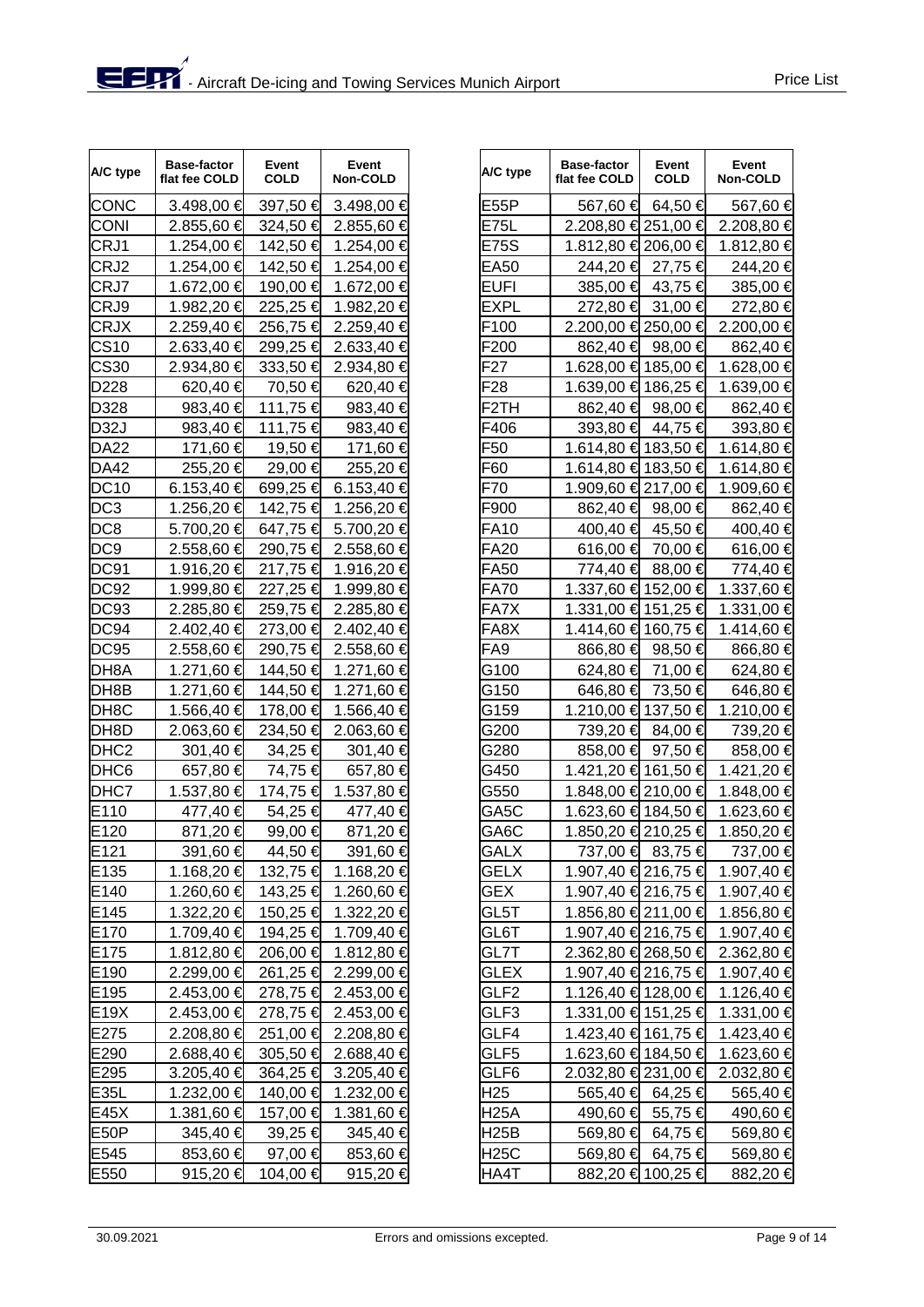| A/C type | Base-factor flat fee COLD | Event COLD | Event Non-COLD |
|---|---|---|---|
| CONC | 3.498,00 € | 397,50 € | 3.498,00 € |
| CONI | 2.855,60 € | 324,50 € | 2.855,60 € |
| CRJ1 | 1.254,00 € | 142,50 € | 1.254,00 € |
| CRJ2 | 1.254,00 € | 142,50 € | 1.254,00 € |
| CRJ7 | 1.672,00 € | 190,00 € | 1.672,00 € |
| CRJ9 | 1.982,20 € | 225,25 € | 1.982,20 € |
| CRJX | 2.259,40 € | 256,75 € | 2.259,40 € |
| CS10 | 2.633,40 € | 299,25 € | 2.633,40 € |
| CS30 | 2.934,80 € | 333,50 € | 2.934,80 € |
| D228 | 620,40 € | 70,50 € | 620,40 € |
| D328 | 983,40 € | 111,75 € | 983,40 € |
| D32J | 983,40 € | 111,75 € | 983,40 € |
| DA22 | 171,60 € | 19,50 € | 171,60 € |
| DA42 | 255,20 € | 29,00 € | 255,20 € |
| DC10 | 6.153,40 € | 699,25 € | 6.153,40 € |
| DC3 | 1.256,20 € | 142,75 € | 1.256,20 € |
| DC8 | 5.700,20 € | 647,75 € | 5.700,20 € |
| DC9 | 2.558,60 € | 290,75 € | 2.558,60 € |
| DC91 | 1.916,20 € | 217,75 € | 1.916,20 € |
| DC92 | 1.999,80 € | 227,25 € | 1.999,80 € |
| DC93 | 2.285,80 € | 259,75 € | 2.285,80 € |
| DC94 | 2.402,40 € | 273,00 € | 2.402,40 € |
| DC95 | 2.558,60 € | 290,75 € | 2.558,60 € |
| DH8A | 1.271,60 € | 144,50 € | 1.271,60 € |
| DH8B | 1.271,60 € | 144,50 € | 1.271,60 € |
| DH8C | 1.566,40 € | 178,00 € | 1.566,40 € |
| DH8D | 2.063,60 € | 234,50 € | 2.063,60 € |
| DHC2 | 301,40 € | 34,25 € | 301,40 € |
| DHC6 | 657,80 € | 74,75 € | 657,80 € |
| DHC7 | 1.537,80 € | 174,75 € | 1.537,80 € |
| E110 | 477,40 € | 54,25 € | 477,40 € |
| E120 | 871,20 € | 99,00 € | 871,20 € |
| E121 | 391,60 € | 44,50 € | 391,60 € |
| E135 | 1.168,20 € | 132,75 € | 1.168,20 € |
| E140 | 1.260,60 € | 143,25 € | 1.260,60 € |
| E145 | 1.322,20 € | 150,25 € | 1.322,20 € |
| E170 | 1.709,40 € | 194,25 € | 1.709,40 € |
| E175 | 1.812,80 € | 206,00 € | 1.812,80 € |
| E190 | 2.299,00 € | 261,25 € | 2.299,00 € |
| E195 | 2.453,00 € | 278,75 € | 2.453,00 € |
| E19X | 2.453,00 € | 278,75 € | 2.453,00 € |
| E275 | 2.208,80 € | 251,00 € | 2.208,80 € |
| E290 | 2.688,40 € | 305,50 € | 2.688,40 € |
| E295 | 3.205,40 € | 364,25 € | 3.205,40 € |
| E35L | 1.232,00 € | 140,00 € | 1.232,00 € |
| E45X | 1.381,60 € | 157,00 € | 1.381,60 € |
| E50P | 345,40 € | 39,25 € | 345,40 € |
| E545 | 853,60 € | 97,00 € | 853,60 € |
| E550 | 915,20 € | 104,00 € | 915,20 € |
| E55P | 567,60 € | 64,50 € | 567,60 € |
| E75L | 2.208,80 € | 251,00 € | 2.208,80 € |
| E75S | 1.812,80 € | 206,00 € | 1.812,80 € |
| EA50 | 244,20 € | 27,75 € | 244,20 € |
| EUFI | 385,00 € | 43,75 € | 385,00 € |
| EXPL | 272,80 € | 31,00 € | 272,80 € |
| F100 | 2.200,00 € | 250,00 € | 2.200,00 € |
| F200 | 862,40 € | 98,00 € | 862,40 € |
| F27 | 1.628,00 € | 185,00 € | 1.628,00 € |
| F28 | 1.639,00 € | 186,25 € | 1.639,00 € |
| F2TH | 862,40 € | 98,00 € | 862,40 € |
| F406 | 393,80 € | 44,75 € | 393,80 € |
| F50 | 1.614,80 € | 183,50 € | 1.614,80 € |
| F60 | 1.614,80 € | 183,50 € | 1.614,80 € |
| F70 | 1.909,60 € | 217,00 € | 1.909,60 € |
| F900 | 862,40 € | 98,00 € | 862,40 € |
| FA10 | 400,40 € | 45,50 € | 400,40 € |
| FA20 | 616,00 € | 70,00 € | 616,00 € |
| FA50 | 774,40 € | 88,00 € | 774,40 € |
| FA70 | 1.337,60 € | 152,00 € | 1.337,60 € |
| FA7X | 1.331,00 € | 151,25 € | 1.331,00 € |
| FA8X | 1.414,60 € | 160,75 € | 1.414,60 € |
| FA9 | 866,80 € | 98,50 € | 866,80 € |
| G100 | 624,80 € | 71,00 € | 624,80 € |
| G150 | 646,80 € | 73,50 € | 646,80 € |
| G159 | 1.210,00 € | 137,50 € | 1.210,00 € |
| G200 | 739,20 € | 84,00 € | 739,20 € |
| G280 | 858,00 € | 97,50 € | 858,00 € |
| G450 | 1.421,20 € | 161,50 € | 1.421,20 € |
| G550 | 1.848,00 € | 210,00 € | 1.848,00 € |
| GA5C | 1.623,60 € | 184,50 € | 1.623,60 € |
| GA6C | 1.850,20 € | 210,25 € | 1.850,20 € |
| GALX | 737,00 € | 83,75 € | 737,00 € |
| GELX | 1.907,40 € | 216,75 € | 1.907,40 € |
| GEX | 1.907,40 € | 216,75 € | 1.907,40 € |
| GL5T | 1.856,80 € | 211,00 € | 1.856,80 € |
| GL6T | 1.907,40 € | 216,75 € | 1.907,40 € |
| GL7T | 2.362,80 € | 268,50 € | 2.362,80 € |
| GLEX | 1.907,40 € | 216,75 € | 1.907,40 € |
| GLF2 | 1.126,40 € | 128,00 € | 1.126,40 € |
| GLF3 | 1.331,00 € | 151,25 € | 1.331,00 € |
| GLF4 | 1.423,40 € | 161,75 € | 1.423,40 € |
| GLF5 | 1.623,60 € | 184,50 € | 1.623,60 € |
| GLF6 | 2.032,80 € | 231,00 € | 2.032,80 € |
| H25 | 565,40 € | 64,25 € | 565,40 € |
| H25A | 490,60 € | 55,75 € | 490,60 € |
| H25B | 569,80 € | 64,75 € | 569,80 € |
| H25C | 569,80 € | 64,75 € | 569,80 € |
| HA4T | 882,20 € | 100,25 € | 882,20 € |

Errors and omissions excepted.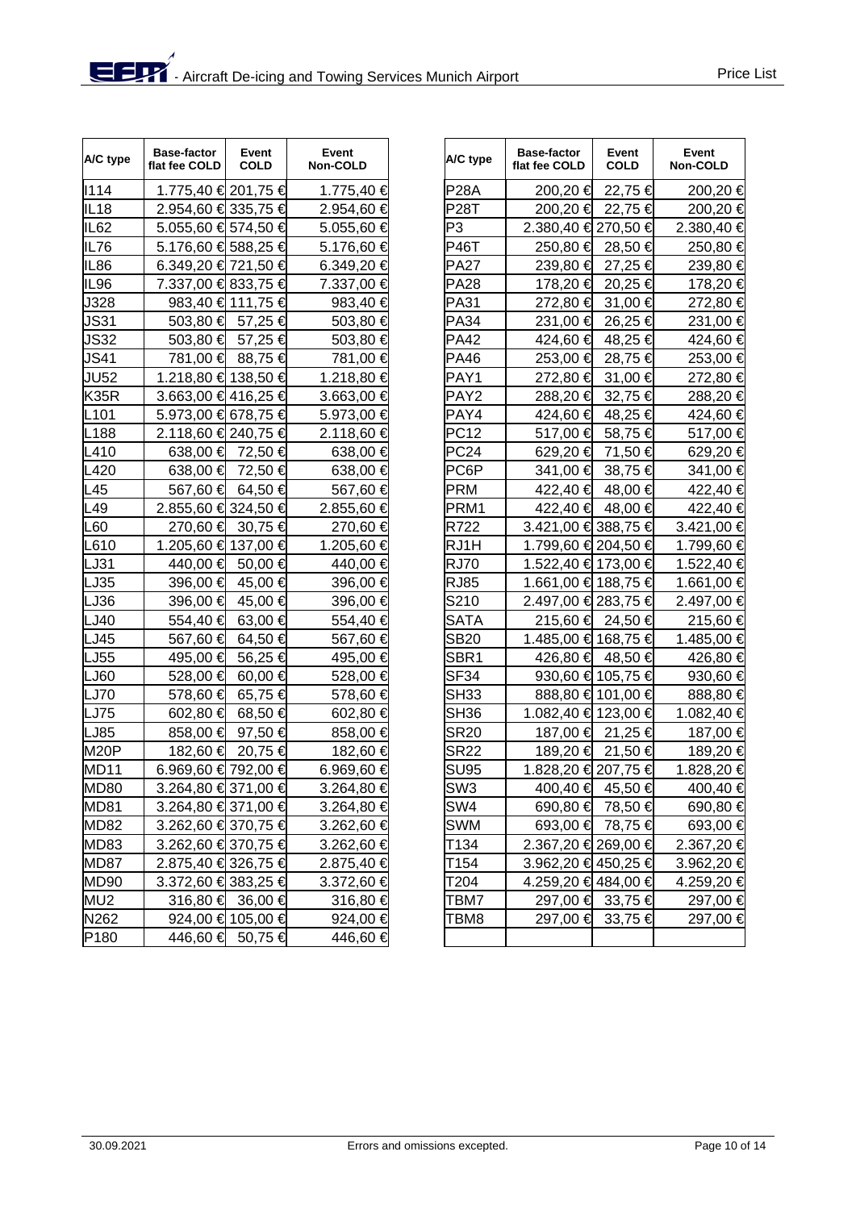| A/C type | Base-factor flat fee COLD | Event COLD | Event Non-COLD |
|---|---|---|---|
| I114 | 1.775,40 € | 201,75 € | 1.775,40 € |
| IL18 | 2.954,60 € | 335,75 € | 2.954,60 € |
| IL62 | 5.055,60 € | 574,50 € | 5.055,60 € |
| IL76 | 5.176,60 € | 588,25 € | 5.176,60 € |
| IL86 | 6.349,20 € | 721,50 € | 6.349,20 € |
| IL96 | 7.337,00 € | 833,75 € | 7.337,00 € |
| J328 | 983,40 € | 111,75 € | 983,40 € |
| JS31 | 503,80 € | 57,25 € | 503,80 € |
| JS32 | 503,80 € | 57,25 € | 503,80 € |
| JS41 | 781,00 € | 88,75 € | 781,00 € |
| JU52 | 1.218,80 € | 138,50 € | 1.218,80 € |
| K35R | 3.663,00 € | 416,25 € | 3.663,00 € |
| L101 | 5.973,00 € | 678,75 € | 5.973,00 € |
| L188 | 2.118,60 € | 240,75 € | 2.118,60 € |
| L410 | 638,00 € | 72,50 € | 638,00 € |
| L420 | 638,00 € | 72,50 € | 638,00 € |
| L45 | 567,60 € | 64,50 € | 567,60 € |
| L49 | 2.855,60 € | 324,50 € | 2.855,60 € |
| L60 | 270,60 € | 30,75 € | 270,60 € |
| L610 | 1.205,60 € | 137,00 € | 1.205,60 € |
| LJ31 | 440,00 € | 50,00 € | 440,00 € |
| LJ35 | 396,00 € | 45,00 € | 396,00 € |
| LJ36 | 396,00 € | 45,00 € | 396,00 € |
| LJ40 | 554,40 € | 63,00 € | 554,40 € |
| LJ45 | 567,60 € | 64,50 € | 567,60 € |
| LJ55 | 495,00 € | 56,25 € | 495,00 € |
| LJ60 | 528,00 € | 60,00 € | 528,00 € |
| LJ70 | 578,60 € | 65,75 € | 578,60 € |
| LJ75 | 602,80 € | 68,50 € | 602,80 € |
| LJ85 | 858,00 € | 97,50 € | 858,00 € |
| M20P | 182,60 € | 20,75 € | 182,60 € |
| MD11 | 6.969,60 € | 792,00 € | 6.969,60 € |
| MD80 | 3.264,80 € | 371,00 € | 3.264,80 € |
| MD81 | 3.264,80 € | 371,00 € | 3.264,80 € |
| MD82 | 3.262,60 € | 370,75 € | 3.262,60 € |
| MD83 | 3.262,60 € | 370,75 € | 3.262,60 € |
| MD87 | 2.875,40 € | 326,75 € | 2.875,40 € |
| MD90 | 3.372,60 € | 383,25 € | 3.372,60 € |
| MU2 | 316,80 € | 36,00 € | 316,80 € |
| N262 | 924,00 € | 105,00 € | 924,00 € |
| P180 | 446,60 € | 50,75 € | 446,60 € |
| P28A | 200,20 € | 22,75 € | 200,20 € |
| P28T | 200,20 € | 22,75 € | 200,20 € |
| P3 | 2.380,40 € | 270,50 € | 2.380,40 € |
| P46T | 250,80 € | 28,50 € | 250,80 € |
| PA27 | 239,80 € | 27,25 € | 239,80 € |
| PA28 | 178,20 € | 20,25 € | 178,20 € |
| PA31 | 272,80 € | 31,00 € | 272,80 € |
| PA34 | 231,00 € | 26,25 € | 231,00 € |
| PA42 | 424,60 € | 48,25 € | 424,60 € |
| PA46 | 253,00 € | 28,75 € | 253,00 € |
| PAY1 | 272,80 € | 31,00 € | 272,80 € |
| PAY2 | 288,20 € | 32,75 € | 288,20 € |
| PAY4 | 424,60 € | 48,25 € | 424,60 € |
| PC12 | 517,00 € | 58,75 € | 517,00 € |
| PC24 | 629,20 € | 71,50 € | 629,20 € |
| PC6P | 341,00 € | 38,75 € | 341,00 € |
| PRM | 422,40 € | 48,00 € | 422,40 € |
| PRM1 | 422,40 € | 48,00 € | 422,40 € |
| R722 | 3.421,00 € | 388,75 € | 3.421,00 € |
| RJ1H | 1.799,60 € | 204,50 € | 1.799,60 € |
| RJ70 | 1.522,40 € | 173,00 € | 1.522,40 € |
| RJ85 | 1.661,00 € | 188,75 € | 1.661,00 € |
| S210 | 2.497,00 € | 283,75 € | 2.497,00 € |
| SATA | 215,60 € | 24,50 € | 215,60 € |
| SB20 | 1.485,00 € | 168,75 € | 1.485,00 € |
| SBR1 | 426,80 € | 48,50 € | 426,80 € |
| SF34 | 930,60 € | 105,75 € | 930,60 € |
| SH33 | 888,80 € | 101,00 € | 888,80 € |
| SH36 | 1.082,40 € | 123,00 € | 1.082,40 € |
| SR20 | 187,00 € | 21,25 € | 187,00 € |
| SR22 | 189,20 € | 21,50 € | 189,20 € |
| SU95 | 1.828,20 € | 207,75 € | 1.828,20 € |
| SW3 | 400,40 € | 45,50 € | 400,40 € |
| SW4 | 690,80 € | 78,50 € | 690,80 € |
| SWM | 693,00 € | 78,75 € | 693,00 € |
| T134 | 2.367,20 € | 269,00 € | 2.367,20 € |
| T154 | 3.962,20 € | 450,25 € | 3.962,20 € |
| T204 | 4.259,20 € | 484,00 € | 4.259,20 € |
| TBM7 | 297,00 € | 33,75 € | 297,00 € |
| TBM8 | 297,00 € | 33,75 € | 297,00 € |

Errors and omissions excepted.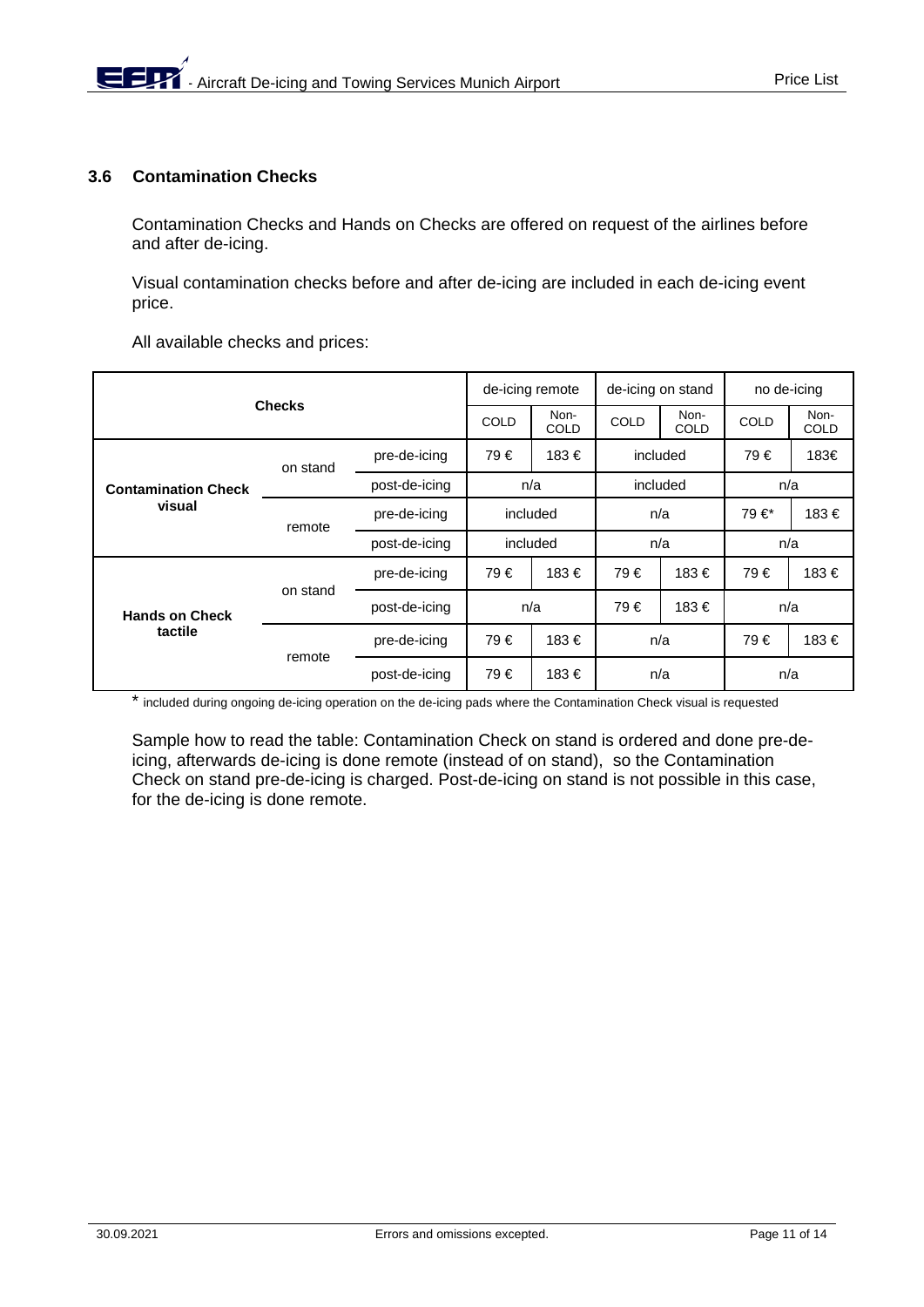### 3.6 Contamination Checks

Contamination Checks and Hands on Checks are offered on request of the airlines before and after de-icing.

Visual contamination checks before and after de-icing are included in each de-icing event price.

All available checks and prices:

| Checks | | | de-icing remote | | de-icing on stand | | no de-icing | |
|---|---|---|---|---|---|---|---|---|
| | | | COLD | Non-COLD | COLD | Non-COLD | COLD | Non-COLD |
| **Contamination Check visual** | on stand | pre-de-icing | 79 € | 183 € | included | | 79 € | 183€ |
| | | post-de-icing | n/a | | included | | n/a | |
| | remote | pre-de-icing | included | | n/a | | 79 €* | 183 € |
| | | post-de-icing | included | | n/a | | n/a | |
| **Hands on Check tactile** | on stand | pre-de-icing | 79 € | 183 € | 79 € | 183 € | 79 € | 183 € |
| | | post-de-icing | n/a | | 79 € | 183 € | n/a | |
| | remote | pre-de-icing | 79 € | 183 € | n/a | | 79 € | 183 € |
| | | post-de-icing | 79 € | 183 € | n/a | | n/a | |

* included during ongoing de-icing operation on the de-icing pads where the Contamination Check visual is requested

Sample how to read the table: Contamination Check on stand is ordered and done pre-de-icing, afterwards de-icing is done remote (instead of on stand), so the Contamination Check on stand pre-de-icing is charged. Post-de-icing on stand is not possible in this case, for the de-icing is done remote.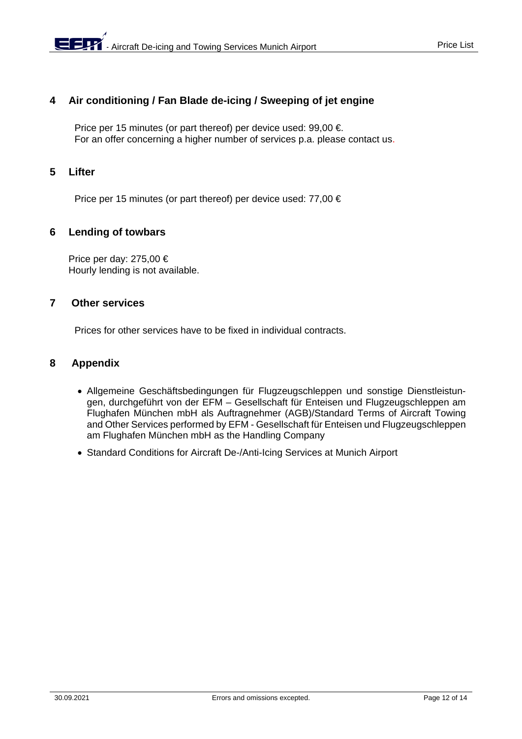## 4 Air conditioning / Fan Blade de-icing / Sweeping of jet engine

Price per 15 minutes (or part thereof) per device used: 99,00 €.
For an offer concerning a higher number of services p.a. please contact us.

## 5 Lifter

Price per 15 minutes (or part thereof) per device used: 77,00 €

## 6 Lending of towbars

Price per day: 275,00 €
Hourly lending is not available.

## 7 Other services

Prices for other services have to be fixed in individual contracts.

## 8 Appendix

- Allgemeine Geschäftsbedingungen für Flugzeugschleppen und sonstige Dienstleistungen, durchgeführt von der EFM – Gesellschaft für Enteisen und Flugzeugschleppen am Flughafen München mbH als Auftragnehmer (AGB)/Standard Terms of Aircraft Towing and Other Services performed by EFM - Gesellschaft für Enteisen und Flugzeugschleppen am Flughafen München mbH as the Handling Company
- Standard Conditions for Aircraft De-/Anti-Icing Services at Munich Airport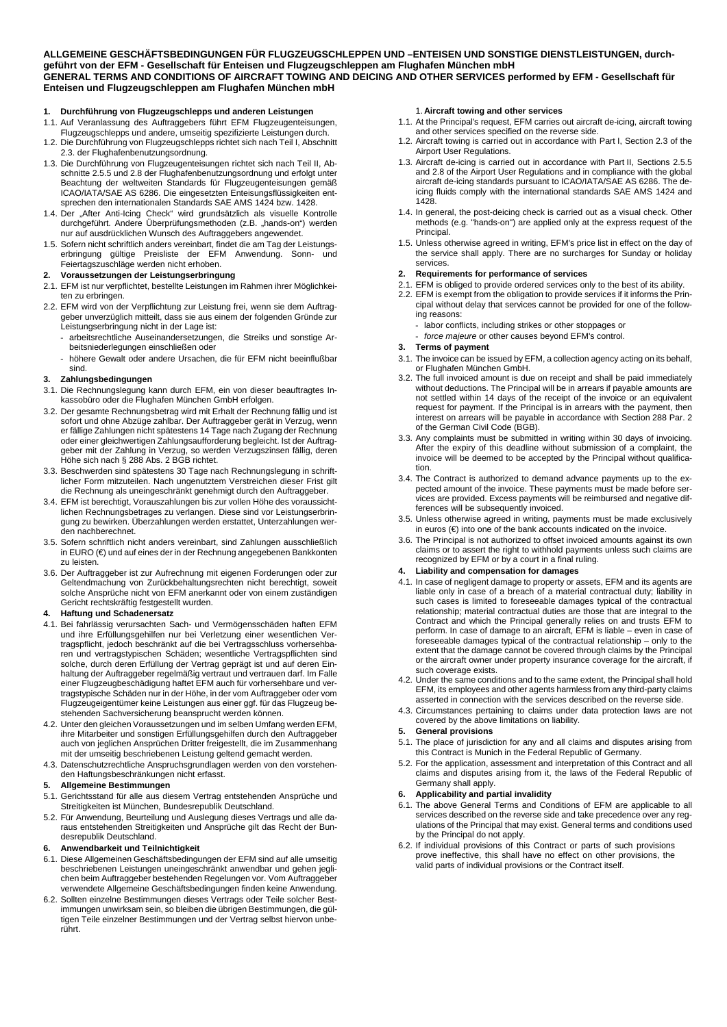**ALLGEMEINE GESCHÄFTSBEDINGUNGEN FÜR FLUGZEUGSCHLEPPEN UND –ENTEISEN UND SONSTIGE DIENSTLEISTUNGEN, durchgeführt von der EFM - Gesellschaft für Enteisen und Flugzeugschleppen am Flughafen München mbH**
**GENERAL TERMS AND CONDITIONS OF AIRCRAFT TOWING AND DEICING AND OTHER SERVICES performed by EFM - Gesellschaft für Enteisen und Flugzeugschleppen am Flughafen München mbH**

**1. Durchführung von Flugzeugschlepps und anderen Leistungen**

1.1. Auf Veranlassung des Auftraggebers führt EFM Flugzeugenteisungen, Flugzeugschlepps und andere, umseitig spezifizierte Leistungen durch.
1.2. Die Durchführung von Flugzeugschlepps richtet sich nach Teil I, Abschnitt 2.3. der Flughafenbenutzungsordnung.
1.3. Die Durchführung von Flugzeugenteisungen richtet sich nach Teil II, Abschnitte 2.5.5 und 2.8 der Flughafenbenutzungsordnung und erfolgt unter Beachtung der weltweiten Standards für Flugzeugenteisungen gemäß ICAO/IATA/SAE AS 6286. Die eingesetzten Enteisungsflüssigkeiten entsprechen den internationalen Standards SAE AMS 1424 bzw. 1428.
1.4. Der „After Anti-Icing Check" wird grundsätzlich als visuelle Kontrolle durchgeführt. Andere Überprüfungsmethoden (z.B. „hands-on") werden nur auf ausdrücklichen Wunsch des Auftraggebers angewendet.
1.5. Sofern nicht schriftlich anders vereinbart, findet die am Tag der Leistungserbringung gültige Preisliste der EFM Anwendung. Sonn- und Feiertagszuschläge werden nicht erhoben.

**2. Voraussetzungen der Leistungserbringung**

2.1. EFM ist nur verpflichtet, bestellte Leistungen im Rahmen ihrer Möglichkeiten zu erbringen.
2.2. EFM wird von der Verpflichtung zur Leistung frei, wenn sie dem Auftraggeber unverzüglich mitteilt, dass sie aus einem der folgenden Gründe zur Leistungserbringung nicht in der Lage ist:
- arbeitsrechtliche Auseinandersetzungen, die Streiks und sonstige Arbeitsniederlegungen einschließen oder
- höhere Gewalt oder andere Ursachen, die für EFM nicht beeinflußbar sind.

**3. Zahlungsbedingungen**

3.1. Die Rechnungslegung kann durch EFM, ein von dieser beauftragtes Inkassobüro oder die Flughafen München GmbH erfolgen.
3.2. Der gesamte Rechnungsbetrag wird mit Erhalt der Rechnung fällig und ist sofort und ohne Abzüge zahlbar. Der Auftraggeber gerät in Verzug, wenn er fällige Zahlungen nicht spätestens 14 Tage nach Zugang der Rechnung oder einer gleichwertigen Zahlungsaufforderung begleicht. Ist der Auftraggeber mit der Zahlung in Verzug, so werden Verzugszinsen fällig, deren Höhe sich nach § 288 Abs. 2 BGB richtet.
3.3. Beschwerden sind spätestens 30 Tage nach Rechnungslegung in schriftlicher Form mitzuteilen. Nach ungenutztem Verstreichen dieser Frist gilt die Rechnung als uneingeschränkt genehmigt durch den Auftraggeber.
3.4. EFM ist berechtigt, Vorauszahlungen bis zur vollen Höhe des voraussichtlichen Rechnungsbetrages zu verlangen. Diese sind vor Leistungserbringung zu bewirken. Überzahlungen werden erstattet, Unterzahlungen werden nachberechnet.
3.5. Sofern schriftlich nicht anders vereinbart, sind Zahlungen ausschließlich in EURO (€) und auf eines der in der Rechnung angegebenen Bankkonten zu leisten.
3.6. Der Auftraggeber ist zur Aufrechnung mit eigenen Forderungen oder zur Geltendmachung von Zurückbehaltungsrechten nicht berechtigt, soweit solche Ansprüche nicht von EFM anerkannt oder von einem zuständigen Gericht rechtskräftig festgestellt wurden.

**4. Haftung und Schadenersatz**

4.1. Bei fahrlässig verursachten Sach- und Vermögensschäden haften EFM und ihre Erfüllungsgehilfen nur bei Verletzung einer wesentlichen Vertragspflicht, jedoch beschränkt auf die bei Vertragsschluss vorhersehbaren und vertragstypischen Schäden; wesentliche Vertragspflichten sind solche, durch deren Erfüllung der Vertrag geprägt ist und auf deren Einhaltung der Auftraggeber regelmäßig vertraut und vertrauen darf. Im Falle einer Flugzeugbeschädigung haftet EFM auch für vorhersehbare und vertragstypische Schäden nur in der Höhe, in der vom Auftraggeber oder vom Flugzeugeigentümer keine Leistungen aus einer ggf. für das Flugzeug bestehenden Sachversicherung beansprucht werden können.
4.2. Unter den gleichen Voraussetzungen und im selben Umfang werden EFM, ihre Mitarbeiter und sonstigen Erfüllungsgehilfen durch den Auftraggeber auch von jeglichen Ansprüchen Dritter freigestellt, die im Zusammenhang mit der umseitig beschriebenen Leistung geltend gemacht werden.
4.3. Datenschutzrechtliche Anspruchsgrundlagen werden von den vorstehenden Haftungsbeschränkungen nicht erfasst.

**5. Allgemeine Bestimmungen**

5.1. Gerichtsstand für alle aus diesem Vertrag entstehenden Ansprüche und Streitigkeiten ist München, Bundesrepublik Deutschland.
5.2. Für Anwendung, Beurteilung und Auslegung dieses Vertrags und alle daraus entstehenden Streitigkeiten und Ansprüche gilt das Recht der Bundesrepublik Deutschland.

**6. Anwendbarkeit und Teilnichtigkeit**

6.1. Diese Allgemeinen Geschäftsbedingungen der EFM sind auf alle umseitig beschriebenen Leistungen uneingeschränkt anwendbar und gehen jeglichen beim Auftraggeber bestehenden Regelungen vor. Vom Auftraggeber verwendete Allgemeine Geschäftsbedingungen finden keine Anwendung.
6.2. Sollten einzelne Bestimmungen dieses Vertrags oder Teile solcher Bestimmungen unwirksam sein, so bleiben die übrigen Bestimmungen, die gültigen Teile einzelner Bestimmungen und der Vertrag selbst hiervon unberührt.

**1. Aircraft towing and other services**

1.1. At the Principal's request, EFM carries out aircraft de-icing, aircraft towing and other services specified on the reverse side.
1.2. Aircraft towing is carried out in accordance with Part I, Section 2.3 of the Airport User Regulations.
1.3. Aircraft de-icing is carried out in accordance with Part II, Sections 2.5.5 and 2.8 of the Airport User Regulations and in compliance with the global aircraft de-icing standards pursuant to ICAO/IATA/SAE AS 6286. The de-icing fluids comply with the international standards SAE AMS 1424 and 1428.
1.4. In general, the post-deicing check is carried out as a visual check. Other methods (e.g. "hands-on") are applied only at the express request of the Principal.
1.5. Unless otherwise agreed in writing, EFM's price list in effect on the day of the service shall apply. There are no surcharges for Sunday or holiday services.

**2. Requirements for performance of services**

2.1. EFM is obliged to provide ordered services only to the best of its ability.
2.2. EFM is exempt from the obligation to provide services if it informs the Principal without delay that services cannot be provided for one of the following reasons:
- labor conflicts, including strikes or other stoppages or
- *force majeure* or other causes beyond EFM's control.

**3. Terms of payment**

3.1. The invoice can be issued by EFM, a collection agency acting on its behalf, or Flughafen München GmbH.
3.2. The full invoiced amount is due on receipt and shall be paid immediately without deductions. The Principal will be in arrears if payable amounts are not settled within 14 days of the receipt of the invoice or an equivalent request for payment. If the Principal is in arrears with the payment, then interest on arrears will be payable in accordance with Section 288 Par. 2 of the German Civil Code (BGB).
3.3. Any complaints must be submitted in writing within 30 days of invoicing. After the expiry of this deadline without submission of a complaint, the invoice will be deemed to be accepted by the Principal without qualification.
3.4. The Contract is authorized to demand advance payments up to the expected amount of the invoice. These payments must be made before services are provided. Excess payments will be reimbursed and negative differences will be subsequently invoiced.
3.5. Unless otherwise agreed in writing, payments must be made exclusively in euros (€) into one of the bank accounts indicated on the invoice.
3.6. The Principal is not authorized to offset invoiced amounts against its own claims or to assert the right to withhold payments unless such claims are recognized by EFM or by a court in a final ruling.

**4. Liability and compensation for damages**

4.1. In case of negligent damage to property or assets, EFM and its agents are liable only in case of a breach of a material contractual duty; liability in such cases is limited to foreseeable damages typical of the contractual relationship; material contractual duties are those that are integral to the Contract and which the Principal generally relies on and trusts EFM to perform. In case of damage to an aircraft, EFM is liable – even in case of foreseeable damages typical of the contractual relationship – only to the extent that the damage cannot be covered through claims by the Principal or the aircraft owner under property insurance coverage for the aircraft, if such coverage exists.
4.2. Under the same conditions and to the same extent, the Principal shall hold EFM, its employees and other agents harmless from any third-party claims asserted in connection with the services described on the reverse side.
4.3. Circumstances pertaining to claims under data protection laws are not covered by the above limitations on liability.

**5. General provisions**

5.1. The place of jurisdiction for any and all claims and disputes arising from this Contract is Munich in the Federal Republic of Germany.
5.2. For the application, assessment and interpretation of this Contract and all claims and disputes arising from it, the laws of the Federal Republic of Germany shall apply.

**6. Applicability and partial invalidity**

6.1. The above General Terms and Conditions of EFM are applicable to all services described on the reverse side and take precedence over any regulations of the Principal that may exist. General terms and conditions used by the Principal do not apply.
6.2. If individual provisions of this Contract or parts of such provisions prove ineffective, this shall have no effect on other provisions, the valid parts of individual provisions or the Contract itself.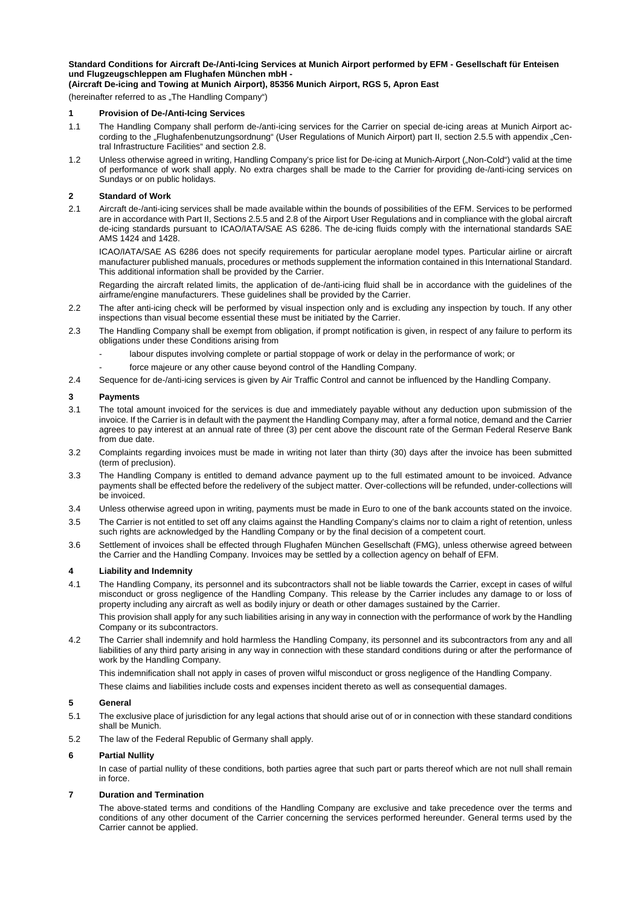**Standard Conditions for Aircraft De-/Anti-Icing Services at Munich Airport performed by EFM - Gesellschaft für Enteisen und Flugzeugschleppen am Flughafen München mbH -**
**(Aircraft De-icing and Towing at Munich Airport), 85356 Munich Airport, RGS 5, Apron East**

(hereinafter referred to as „The Handling Company")

## 1 Provision of De-/Anti-Icing Services

1.1 The Handling Company shall perform de-/anti-icing services for the Carrier on special de-icing areas at Munich Airport according to the „Flughafenbenutzungsordnung" (User Regulations of Munich Airport) part II, section 2.5.5 with appendix „Central Infrastructure Facilities" and section 2.8.

1.2 Unless otherwise agreed in writing, Handling Company's price list for De-icing at Munich-Airport („Non-Cold") valid at the time of performance of work shall apply. No extra charges shall be made to the Carrier for providing de-/anti-icing services on Sundays or on public holidays.

## 2 Standard of Work

2.1 Aircraft de-/anti-icing services shall be made available within the bounds of possibilities of the EFM. Services to be performed are in accordance with Part II, Sections 2.5.5 and 2.8 of the Airport User Regulations and in compliance with the global aircraft de-icing standards pursuant to ICAO/IATA/SAE AS 6286. The de-icing fluids comply with the international standards SAE AMS 1424 and 1428.

ICAO/IATA/SAE AS 6286 does not specify requirements for particular aeroplane model types. Particular airline or aircraft manufacturer published manuals, procedures or methods supplement the information contained in this International Standard. This additional information shall be provided by the Carrier.

Regarding the aircraft related limits, the application of de-/anti-icing fluid shall be in accordance with the guidelines of the airframe/engine manufacturers. These guidelines shall be provided by the Carrier.

2.2 The after anti-icing check will be performed by visual inspection only and is excluding any inspection by touch. If any other inspections than visual become essential these must be initiated by the Carrier.

2.3 The Handling Company shall be exempt from obligation, if prompt notification is given, in respect of any failure to perform its obligations under these Conditions arising from

- labour disputes involving complete or partial stoppage of work or delay in the performance of work; or
- force majeure or any other cause beyond control of the Handling Company.

2.4 Sequence for de-/anti-icing services is given by Air Traffic Control and cannot be influenced by the Handling Company.

## 3 Payments

3.1 The total amount invoiced for the services is due and immediately payable without any deduction upon submission of the invoice. If the Carrier is in default with the payment the Handling Company may, after a formal notice, demand and the Carrier agrees to pay interest at an annual rate of three (3) per cent above the discount rate of the German Federal Reserve Bank from due date.

3.2 Complaints regarding invoices must be made in writing not later than thirty (30) days after the invoice has been submitted (term of preclusion).

3.3 The Handling Company is entitled to demand advance payment up to the full estimated amount to be invoiced. Advance payments shall be effected before the redelivery of the subject matter. Over-collections will be refunded, under-collections will be invoiced.

3.4 Unless otherwise agreed upon in writing, payments must be made in Euro to one of the bank accounts stated on the invoice.

3.5 The Carrier is not entitled to set off any claims against the Handling Company's claims nor to claim a right of retention, unless such rights are acknowledged by the Handling Company or by the final decision of a competent court.

3.6 Settlement of invoices shall be effected through Flughafen München Gesellschaft (FMG), unless otherwise agreed between the Carrier and the Handling Company. Invoices may be settled by a collection agency on behalf of EFM.

## 4 Liability and Indemnity

4.1 The Handling Company, its personnel and its subcontractors shall not be liable towards the Carrier, except in cases of wilful misconduct or gross negligence of the Handling Company. This release by the Carrier includes any damage to or loss of property including any aircraft as well as bodily injury or death or other damages sustained by the Carrier.

This provision shall apply for any such liabilities arising in any way in connection with the performance of work by the Handling Company or its subcontractors.

4.2 The Carrier shall indemnify and hold harmless the Handling Company, its personnel and its subcontractors from any and all liabilities of any third party arising in any way in connection with these standard conditions during or after the performance of work by the Handling Company.

This indemnification shall not apply in cases of proven wilful misconduct or gross negligence of the Handling Company.

These claims and liabilities include costs and expenses incident thereto as well as consequential damages.

## 5 General

5.1 The exclusive place of jurisdiction for any legal actions that should arise out of or in connection with these standard conditions shall be Munich.

5.2 The law of the Federal Republic of Germany shall apply.

## 6 Partial Nullity

In case of partial nullity of these conditions, both parties agree that such part or parts thereof which are not null shall remain in force.

## 7 Duration and Termination

The above-stated terms and conditions of the Handling Company are exclusive and take precedence over the terms and conditions of any other document of the Carrier concerning the services performed hereunder. General terms used by the Carrier cannot be applied.